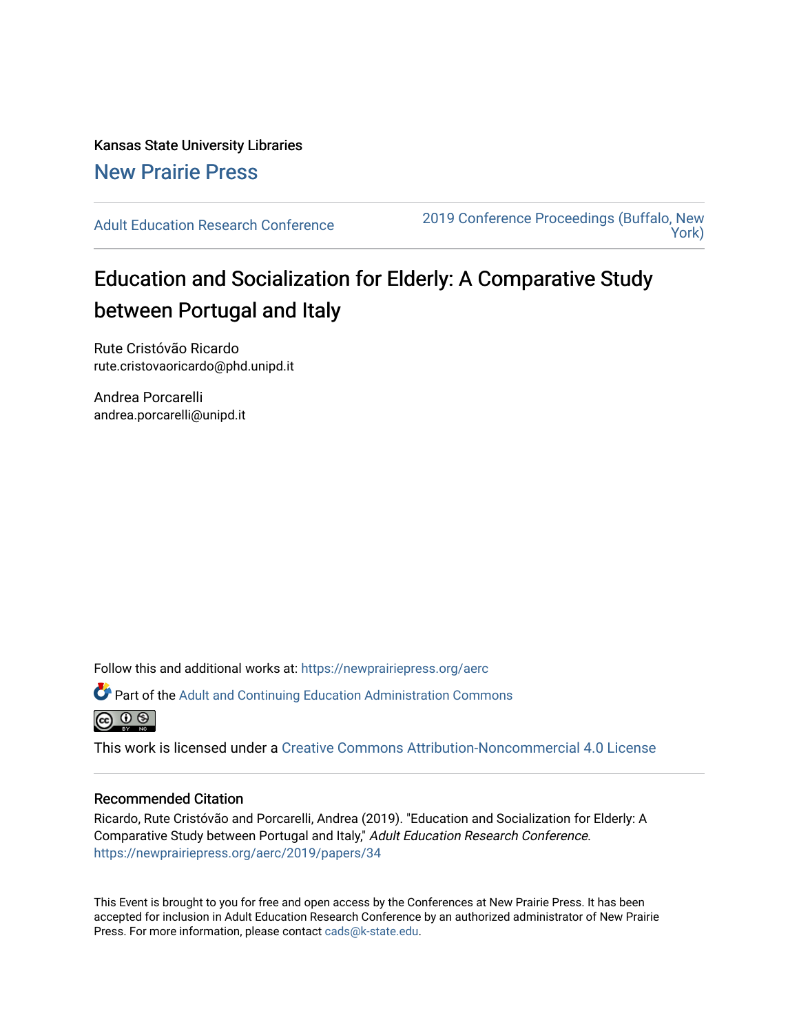Kansas State University Libraries

New Prairie Press

Adult Education Research Conference

2019 Conference Proceedings (Buffalo, New York)

# Education and Socialization for Elderly: A Comparative Study between Portugal and Italy

Rute Cristóvão Ricardo
rute.cristovaoricardo@phd.unipd.it

Andrea Porcarelli
andrea.porcarelli@unipd.it

Follow this and additional works at: https://newprairiepress.org/aerc

Part of the Adult and Continuing Education Administration Commons

This work is licensed under a Creative Commons Attribution-Noncommercial 4.0 License

## Recommended Citation

Ricardo, Rute Cristóvão and Porcarelli, Andrea (2019). "Education and Socialization for Elderly: A Comparative Study between Portugal and Italy," *Adult Education Research Conference*. https://newprairiepress.org/aerc/2019/papers/34

This Event is brought to you for free and open access by the Conferences at New Prairie Press. It has been accepted for inclusion in Adult Education Research Conference by an authorized administrator of New Prairie Press. For more information, please contact cads@k-state.edu.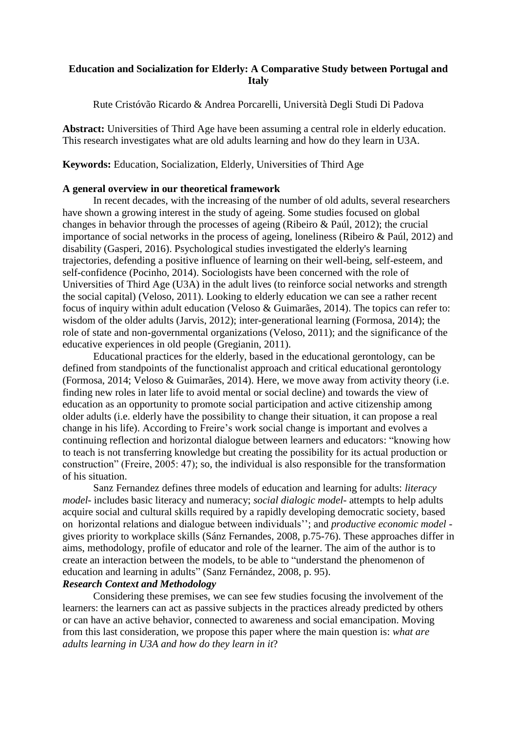**Education and Socialization for Elderly: A Comparative Study between Portugal and Italy**

Rute Cristóvão Ricardo & Andrea Porcarelli, Università Degli Studi Di Padova

**Abstract:** Universities of Third Age have been assuming a central role in elderly education. This research investigates what are old adults learning and how do they learn in U3A.

**Keywords:** Education, Socialization, Elderly, Universities of Third Age

**A general overview in our theoretical framework**

In recent decades, with the increasing of the number of old adults, several researchers have shown a growing interest in the study of ageing. Some studies focused on global changes in behavior through the processes of ageing (Ribeiro & Paúl, 2012); the crucial importance of social networks in the process of ageing, loneliness (Ribeiro & Paúl, 2012) and disability (Gasperi, 2016). Psychological studies investigated the elderly's learning trajectories, defending a positive influence of learning on their well-being, self-esteem, and self-confidence (Pocinho, 2014). Sociologists have been concerned with the role of Universities of Third Age (U3A) in the adult lives (to reinforce social networks and strength the social capital) (Veloso, 2011). Looking to elderly education we can see a rather recent focus of inquiry within adult education (Veloso & Guimarães, 2014). The topics can refer to: wisdom of the older adults (Jarvis, 2012); inter-generational learning (Formosa, 2014); the role of state and non-governmental organizations (Veloso, 2011); and the significance of the educative experiences in old people (Gregianin, 2011).

Educational practices for the elderly, based in the educational gerontology, can be defined from standpoints of the functionalist approach and critical educational gerontology (Formosa, 2014; Veloso & Guimarães, 2014). Here, we move away from activity theory (i.e. finding new roles in later life to avoid mental or social decline) and towards the view of education as an opportunity to promote social participation and active citizenship among older adults (i.e. elderly have the possibility to change their situation, it can propose a real change in his life). According to Freire's work social change is important and evolves a continuing reflection and horizontal dialogue between learners and educators: "knowing how to teach is not transferring knowledge but creating the possibility for its actual production or construction" (Freire, 2005: 47); so, the individual is also responsible for the transformation of his situation.

Sanz Fernandez defines three models of education and learning for adults: *literacy model*- includes basic literacy and numeracy; *social dialogic model*- attempts to help adults acquire social and cultural skills required by a rapidly developing democratic society, based on horizontal relations and dialogue between individuals''; and *productive economic model* - gives priority to workplace skills (Sánz Fernandes, 2008, p.75-76). These approaches differ in aims, methodology, profile of educator and role of the learner. The aim of the author is to create an interaction between the models, to be able to "understand the phenomenon of education and learning in adults" (Sanz Fernández, 2008, p. 95).

***Research Context and Methodology***

Considering these premises, we can see few studies focusing the involvement of the learners: the learners can act as passive subjects in the practices already predicted by others or can have an active behavior, connected to awareness and social emancipation. Moving from this last consideration, we propose this paper where the main question is: *what are adults learning in U3A and how do they learn in it*?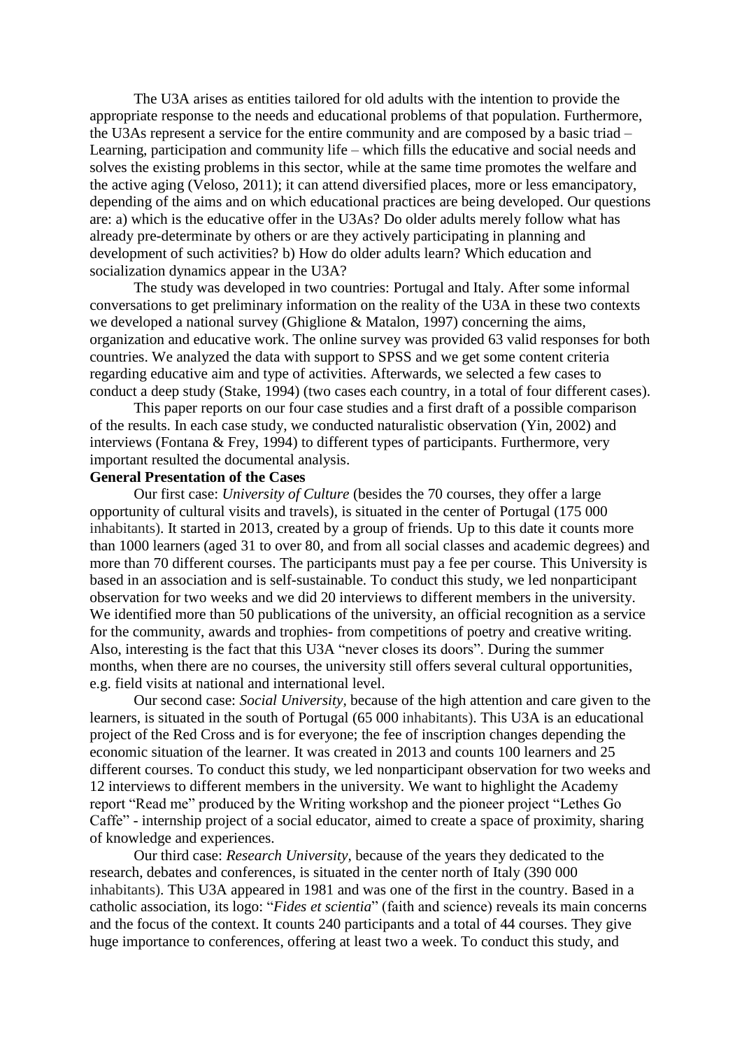The U3A arises as entities tailored for old adults with the intention to provide the appropriate response to the needs and educational problems of that population. Furthermore, the U3As represent a service for the entire community and are composed by a basic triad – Learning, participation and community life – which fills the educative and social needs and solves the existing problems in this sector, while at the same time promotes the welfare and the active aging (Veloso, 2011); it can attend diversified places, more or less emancipatory, depending of the aims and on which educational practices are being developed. Our questions are: a) which is the educative offer in the U3As? Do older adults merely follow what has already pre-determinate by others or are they actively participating in planning and development of such activities? b) How do older adults learn? Which education and socialization dynamics appear in the U3A?

The study was developed in two countries: Portugal and Italy. After some informal conversations to get preliminary information on the reality of the U3A in these two contexts we developed a national survey (Ghiglione & Matalon, 1997) concerning the aims, organization and educative work. The online survey was provided 63 valid responses for both countries. We analyzed the data with support to SPSS and we get some content criteria regarding educative aim and type of activities. Afterwards, we selected a few cases to conduct a deep study (Stake, 1994) (two cases each country, in a total of four different cases).

This paper reports on our four case studies and a first draft of a possible comparison of the results. In each case study, we conducted naturalistic observation (Yin, 2002) and interviews (Fontana & Frey, 1994) to different types of participants. Furthermore, very important resulted the documental analysis.

**General Presentation of the Cases**

Our first case: *University of Culture* (besides the 70 courses, they offer a large opportunity of cultural visits and travels), is situated in the center of Portugal (175 000 inhabitants). It started in 2013, created by a group of friends. Up to this date it counts more than 1000 learners (aged 31 to over 80, and from all social classes and academic degrees) and more than 70 different courses. The participants must pay a fee per course. This University is based in an association and is self-sustainable. To conduct this study, we led nonparticipant observation for two weeks and we did 20 interviews to different members in the university. We identified more than 50 publications of the university, an official recognition as a service for the community, awards and trophies- from competitions of poetry and creative writing. Also, interesting is the fact that this U3A "never closes its doors". During the summer months, when there are no courses, the university still offers several cultural opportunities, e.g. field visits at national and international level.

Our second case: *Social University*, because of the high attention and care given to the learners, is situated in the south of Portugal (65 000 inhabitants). This U3A is an educational project of the Red Cross and is for everyone; the fee of inscription changes depending the economic situation of the learner. It was created in 2013 and counts 100 learners and 25 different courses. To conduct this study, we led nonparticipant observation for two weeks and 12 interviews to different members in the university. We want to highlight the Academy report "Read me" produced by the Writing workshop and the pioneer project "Lethes Go Caffe" - internship project of a social educator, aimed to create a space of proximity, sharing of knowledge and experiences.

Our third case: *Research University*, because of the years they dedicated to the research, debates and conferences, is situated in the center north of Italy (390 000 inhabitants). This U3A appeared in 1981 and was one of the first in the country. Based in a catholic association, its logo: "*Fides et scientia*" (faith and science) reveals its main concerns and the focus of the context. It counts 240 participants and a total of 44 courses. They give huge importance to conferences, offering at least two a week. To conduct this study, and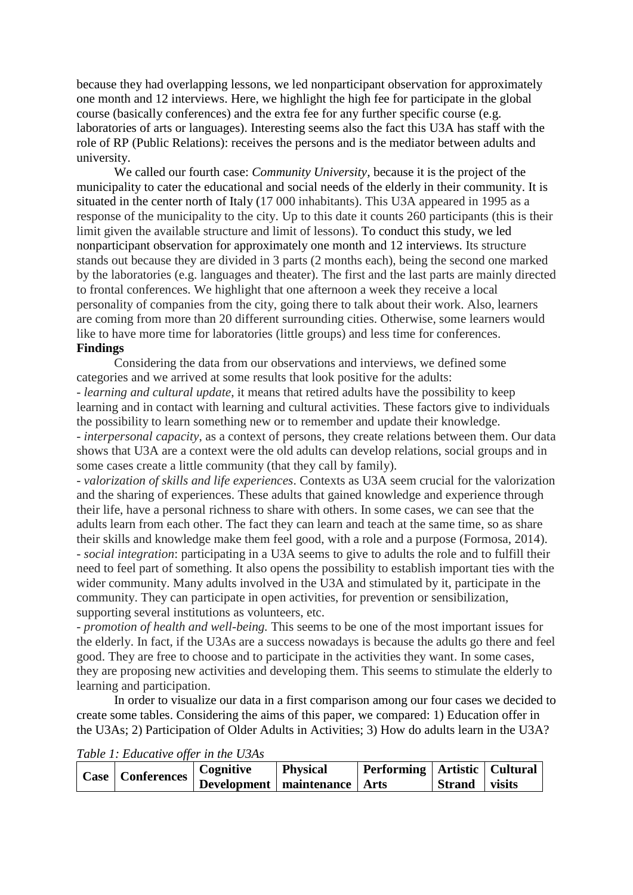because they had overlapping lessons, we led nonparticipant observation for approximately one month and 12 interviews. Here, we highlight the high fee for participate in the global course (basically conferences) and the extra fee for any further specific course (e.g. laboratories of arts or languages). Interesting seems also the fact this U3A has staff with the role of RP (Public Relations): receives the persons and is the mediator between adults and university.

We called our fourth case: *Community University*, because it is the project of the municipality to cater the educational and social needs of the elderly in their community. It is situated in the center north of Italy (17 000 inhabitants). This U3A appeared in 1995 as a response of the municipality to the city. Up to this date it counts 260 participants (this is their limit given the available structure and limit of lessons). To conduct this study, we led nonparticipant observation for approximately one month and 12 interviews. Its structure stands out because they are divided in 3 parts (2 months each), being the second one marked by the laboratories (e.g. languages and theater). The first and the last parts are mainly directed to frontal conferences. We highlight that one afternoon a week they receive a local personality of companies from the city, going there to talk about their work. Also, learners are coming from more than 20 different surrounding cities. Otherwise, some learners would like to have more time for laboratories (little groups) and less time for conferences.

**Findings**

Considering the data from our observations and interviews, we defined some categories and we arrived at some results that look positive for the adults:

- *learning and cultural update*, it means that retired adults have the possibility to keep learning and in contact with learning and cultural activities. These factors give to individuals the possibility to learn something new or to remember and update their knowledge.
- *interpersonal capacity*, as a context of persons, they create relations between them. Our data shows that U3A are a context were the old adults can develop relations, social groups and in some cases create a little community (that they call by family).
- *valorization of skills and life experiences*. Contexts as U3A seem crucial for the valorization and the sharing of experiences. These adults that gained knowledge and experience through their life, have a personal richness to share with others. In some cases, we can see that the adults learn from each other. The fact they can learn and teach at the same time, so as share their skills and knowledge make them feel good, with a role and a purpose (Formosa, 2014).
- *social integration*: participating in a U3A seems to give to adults the role and to fulfill their need to feel part of something. It also opens the possibility to establish important ties with the wider community. Many adults involved in the U3A and stimulated by it, participate in the community. They can participate in open activities, for prevention or sensibilization, supporting several institutions as volunteers, etc.
- *promotion of health and well-being.* This seems to be one of the most important issues for the elderly. In fact, if the U3As are a success nowadays is because the adults go there and feel good. They are free to choose and to participate in the activities they want. In some cases, they are proposing new activities and developing them. This seems to stimulate the elderly to learning and participation.

In order to visualize our data in a first comparison among our four cases we decided to create some tables. Considering the aims of this paper, we compared: 1) Education offer in the U3As; 2) Participation of Older Adults in Activities; 3) How do adults learn in the U3A?

*Table 1: Educative offer in the U3As*

| Case | Conferences | Cognitive Development | Physical maintenance | Performing Arts | Artistic Strand | Cultural visits |
|---|---|---|---|---|---|---|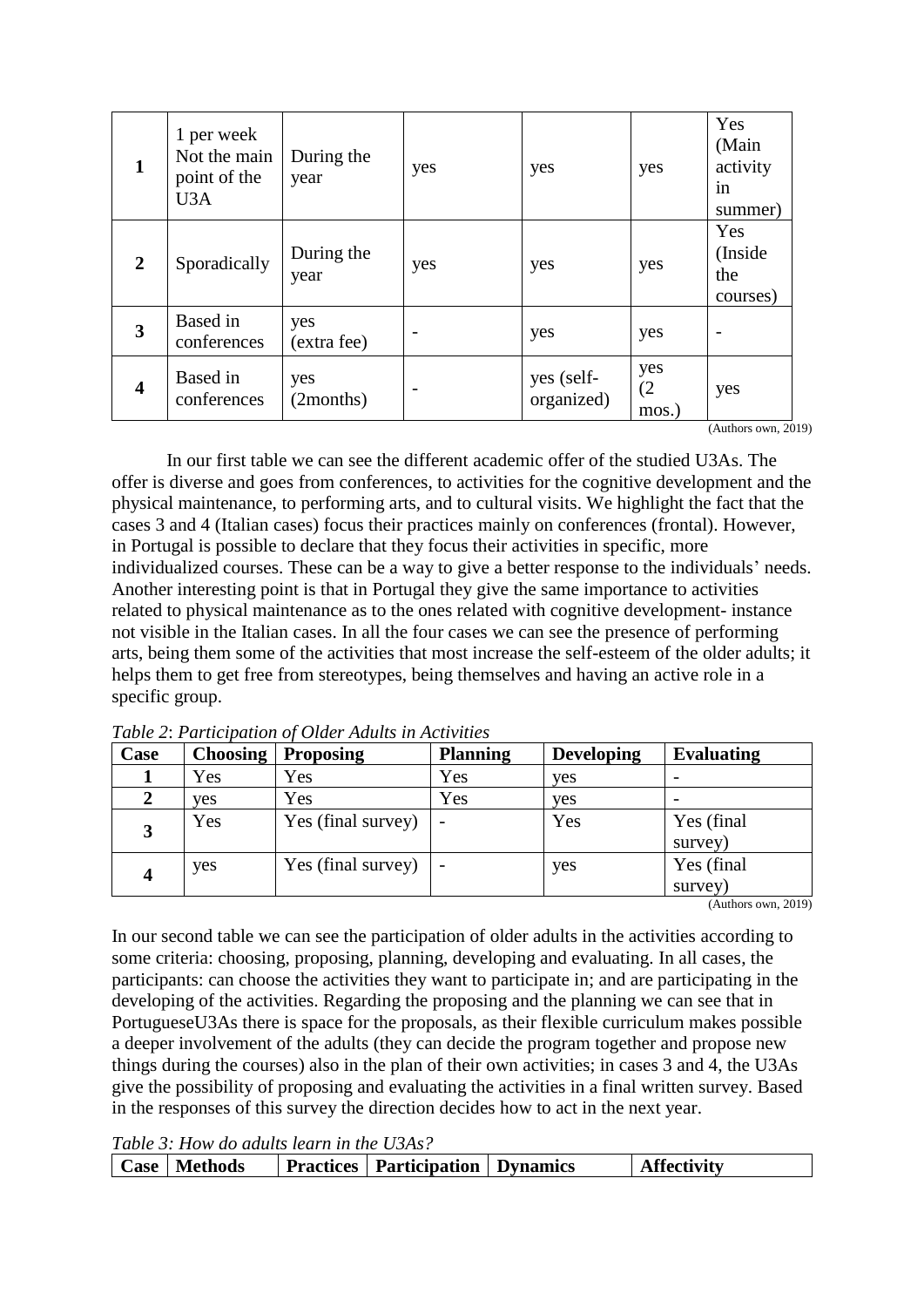| 1 | 1 per week Not the main point of the U3A | During the year | yes | yes | yes | Yes (Main activity in summer) |
|---|---|---|---|---|---|---|
| 2 | Sporadically | During the year | yes | yes | yes | Yes (Inside the courses) |
| 3 | Based in conferences | yes (extra fee) | - | yes | yes | - |
| 4 | Based in conferences | yes (2months) | - | yes (self-organized) | yes (2 mos.) | yes |

(Authors own, 2019)

In our first table we can see the different academic offer of the studied U3As. The offer is diverse and goes from conferences, to activities for the cognitive development and the physical maintenance, to performing arts, and to cultural visits. We highlight the fact that the cases 3 and 4 (Italian cases) focus their practices mainly on conferences (frontal). However, in Portugal is possible to declare that they focus their activities in specific, more individualized courses. These can be a way to give a better response to the individuals' needs. Another interesting point is that in Portugal they give the same importance to activities related to physical maintenance as to the ones related with cognitive development- instance not visible in the Italian cases. In all the four cases we can see the presence of performing arts, being them some of the activities that most increase the self-esteem of the older adults; it helps them to get free from stereotypes, being themselves and having an active role in a specific group.

*Table 2: Participation of Older Adults in Activities*

| Case | Choosing | Proposing | Planning | Developing | Evaluating |
|---|---|---|---|---|---|
| 1 | Yes | Yes | Yes | yes | - |
| 2 | yes | Yes | Yes | yes | - |
| 3 | Yes | Yes (final survey) | - | Yes | Yes (final survey) |
| 4 | yes | Yes (final survey) | - | yes | Yes (final survey) |

(Authors own, 2019)

In our second table we can see the participation of older adults in the activities according to some criteria: choosing, proposing, planning, developing and evaluating. In all cases, the participants: can choose the activities they want to participate in; and are participating in the developing of the activities. Regarding the proposing and the planning we can see that in PortugueseU3As there is space for the proposals, as their flexible curriculum makes possible a deeper involvement of the adults (they can decide the program together and propose new things during the courses) also in the plan of their own activities; in cases 3 and 4, the U3As give the possibility of proposing and evaluating the activities in a final written survey. Based in the responses of this survey the direction decides how to act in the next year.

*Table 3: How do adults learn in the U3As?*

| Case | Methods | Practices | Participation | Dynamics | Affectivity |
|---|---|---|---|---|---|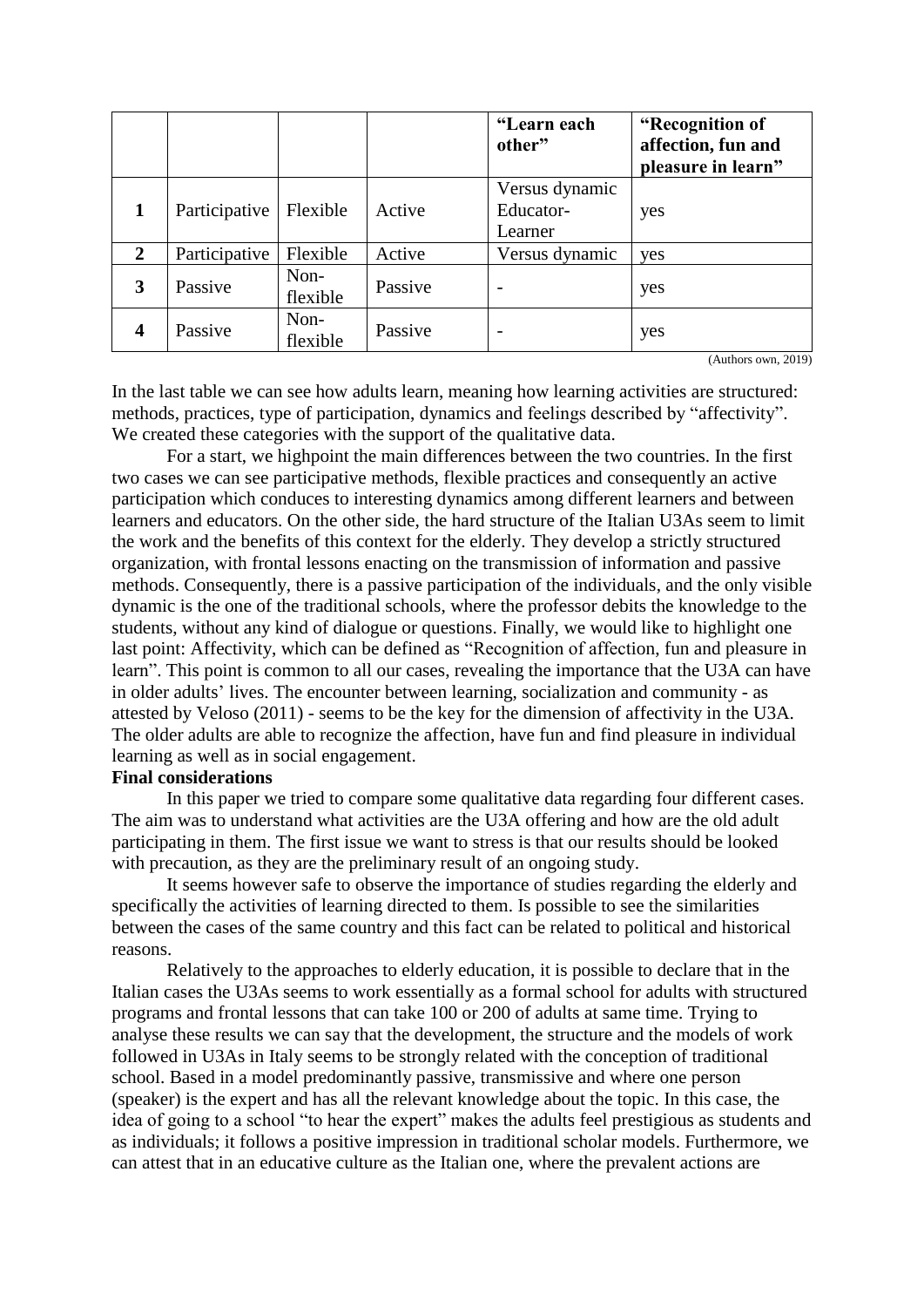| | | | | "Learn each other" | "Recognition of affection, fun and pleasure in learn" |
|---|---|---|---|---|---|
| **1** | Participative | Flexible | Active | Versus dynamic Educator-Learner | yes |
| **2** | Participative | Flexible | Active | Versus dynamic | yes |
| **3** | Passive | Non-flexible | Passive | - | yes |
| **4** | Passive | Non-flexible | Passive | - | yes |

(Authors own, 2019)

In the last table we can see how adults learn, meaning how learning activities are structured: methods, practices, type of participation, dynamics and feelings described by "affectivity". We created these categories with the support of the qualitative data.

For a start, we highpoint the main differences between the two countries. In the first two cases we can see participative methods, flexible practices and consequently an active participation which conduces to interesting dynamics among different learners and between learners and educators. On the other side, the hard structure of the Italian U3As seem to limit the work and the benefits of this context for the elderly. They develop a strictly structured organization, with frontal lessons enacting on the transmission of information and passive methods. Consequently, there is a passive participation of the individuals, and the only visible dynamic is the one of the traditional schools, where the professor debits the knowledge to the students, without any kind of dialogue or questions. Finally, we would like to highlight one last point: Affectivity, which can be defined as "Recognition of affection, fun and pleasure in learn". This point is common to all our cases, revealing the importance that the U3A can have in older adults' lives. The encounter between learning, socialization and community - as attested by Veloso (2011) - seems to be the key for the dimension of affectivity in the U3A. The older adults are able to recognize the affection, have fun and find pleasure in individual learning as well as in social engagement.

**Final considerations**

In this paper we tried to compare some qualitative data regarding four different cases. The aim was to understand what activities are the U3A offering and how are the old adult participating in them. The first issue we want to stress is that our results should be looked with precaution, as they are the preliminary result of an ongoing study.

It seems however safe to observe the importance of studies regarding the elderly and specifically the activities of learning directed to them. Is possible to see the similarities between the cases of the same country and this fact can be related to political and historical reasons.

Relatively to the approaches to elderly education, it is possible to declare that in the Italian cases the U3As seems to work essentially as a formal school for adults with structured programs and frontal lessons that can take 100 or 200 of adults at same time. Trying to analyse these results we can say that the development, the structure and the models of work followed in U3As in Italy seems to be strongly related with the conception of traditional school. Based in a model predominantly passive, transmissive and where one person (speaker) is the expert and has all the relevant knowledge about the topic. In this case, the idea of going to a school "to hear the expert" makes the adults feel prestigious as students and as individuals; it follows a positive impression in traditional scholar models. Furthermore, we can attest that in an educative culture as the Italian one, where the prevalent actions are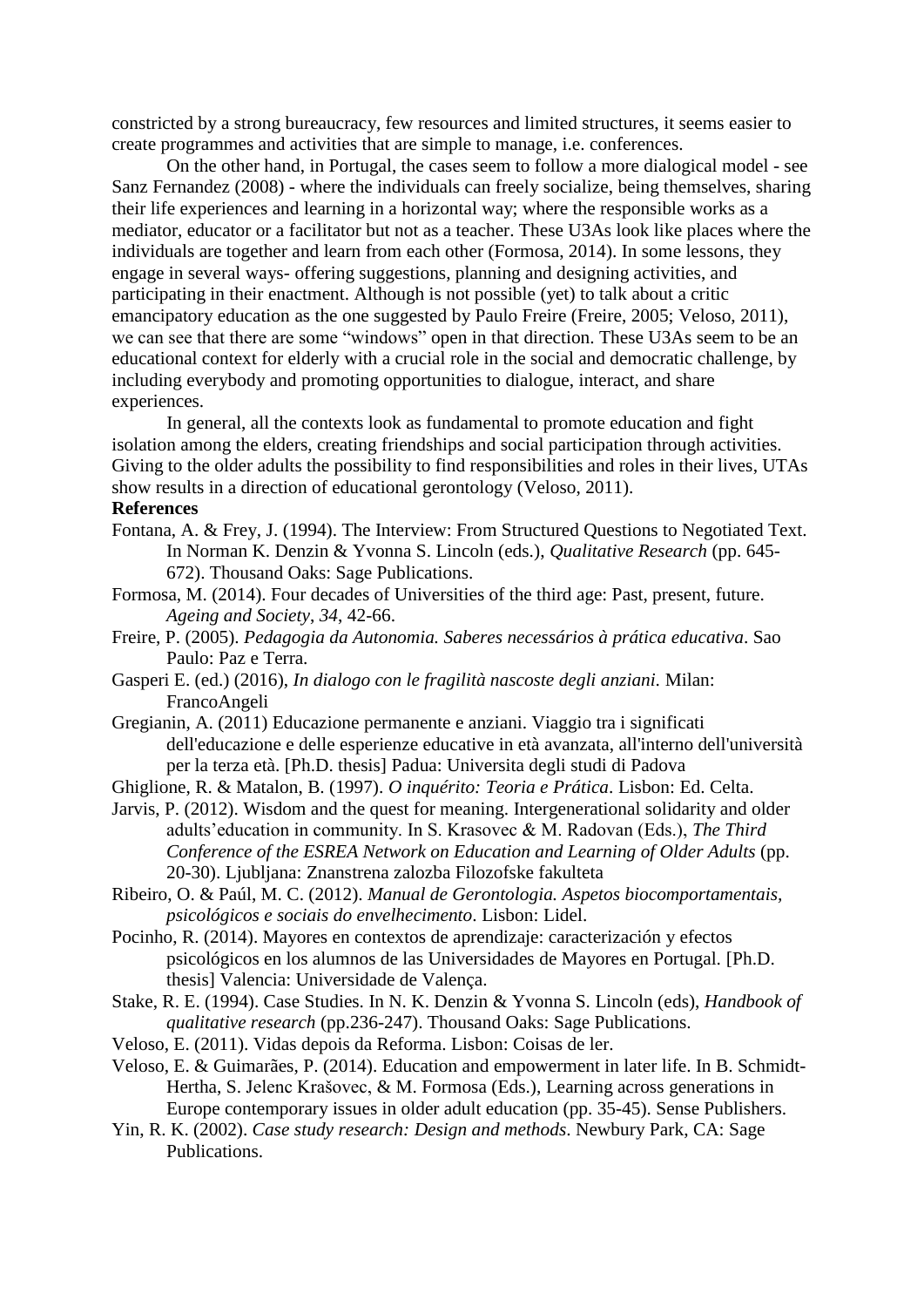constricted by a strong bureaucracy, few resources and limited structures, it seems easier to create programmes and activities that are simple to manage, i.e. conferences.

On the other hand, in Portugal, the cases seem to follow a more dialogical model - see Sanz Fernandez (2008) - where the individuals can freely socialize, being themselves, sharing their life experiences and learning in a horizontal way; where the responsible works as a mediator, educator or a facilitator but not as a teacher. These U3As look like places where the individuals are together and learn from each other (Formosa, 2014). In some lessons, they engage in several ways- offering suggestions, planning and designing activities, and participating in their enactment. Although is not possible (yet) to talk about a critic emancipatory education as the one suggested by Paulo Freire (Freire, 2005; Veloso, 2011), we can see that there are some "windows" open in that direction. These U3As seem to be an educational context for elderly with a crucial role in the social and democratic challenge, by including everybody and promoting opportunities to dialogue, interact, and share experiences.

In general, all the contexts look as fundamental to promote education and fight isolation among the elders, creating friendships and social participation through activities. Giving to the older adults the possibility to find responsibilities and roles in their lives, UTAs show results in a direction of educational gerontology (Veloso, 2011).

**References**

Fontana, A. & Frey, J. (1994). The Interview: From Structured Questions to Negotiated Text. In Norman K. Denzin & Yvonna S. Lincoln (eds.), *Qualitative Research* (pp. 645-672). Thousand Oaks: Sage Publications.

Formosa, M. (2014). Four decades of Universities of the third age: Past, present, future. *Ageing and Society*, *34*, 42-66.

Freire, P. (2005). *Pedagogia da Autonomia. Saberes necessários à prática educativa*. Sao Paulo: Paz e Terra.

Gasperi E. (ed.) (2016), *In dialogo con le fragilità nascoste degli anziani*. Milan: FrancoAngeli

Gregianin, A. (2011) Educazione permanente e anziani. Viaggio tra i significati dell'educazione e delle esperienze educative in età avanzata, all'interno dell'università per la terza età. [Ph.D. thesis] Padua: Universita degli studi di Padova

Ghiglione, R. & Matalon, B. (1997). *O inquérito: Teoria e Prática*. Lisbon: Ed. Celta.

Jarvis, P. (2012). Wisdom and the quest for meaning. Intergenerational solidarity and older adults'education in community. In S. Krasovec & M. Radovan (Eds.), *The Third Conference of the ESREA Network on Education and Learning of Older Adults* (pp. 20-30). Ljubljana: Znanstrena zalozba Filozofske fakulteta

Ribeiro, O. & Paúl, M. C. (2012). *Manual de Gerontologia. Aspetos biocomportamentais, psicológicos e sociais do envelhecimento*. Lisbon: Lidel.

Pocinho, R. (2014). Mayores en contextos de aprendizaje: caracterización y efectos psicológicos en los alumnos de las Universidades de Mayores en Portugal. [Ph.D. thesis] Valencia: Universidade de Valença.

Stake, R. E. (1994). Case Studies. In N. K. Denzin & Yvonna S. Lincoln (eds), *Handbook of qualitative research* (pp.236-247). Thousand Oaks: Sage Publications.

Veloso, E. (2011). Vidas depois da Reforma. Lisbon: Coisas de ler.

Veloso, E. & Guimarães, P. (2014). Education and empowerment in later life. In B. Schmidt-Hertha, S. Jelenc Krašovec, & M. Formosa (Eds.), Learning across generations in Europe contemporary issues in older adult education (pp. 35-45). Sense Publishers.

Yin, R. K. (2002). *Case study research: Design and methods*. Newbury Park, CA: Sage Publications.